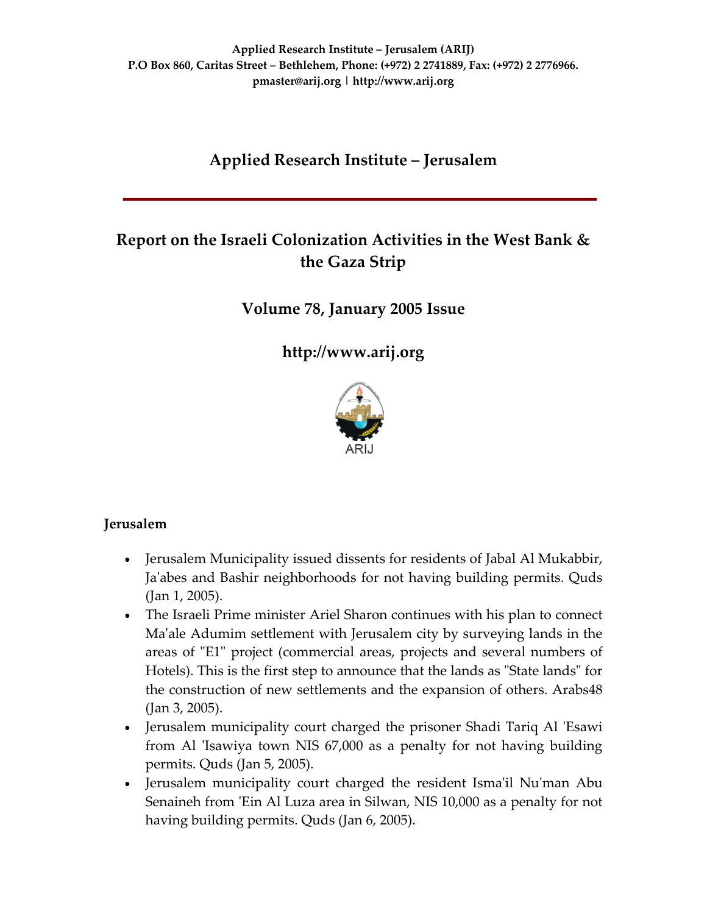**Applied Research Institute – Jerusalem (ARIJ)**
**P.O Box 860, Caritas Street – Bethlehem, Phone: (+972) 2 2741889, Fax: (+972) 2 2776966.**
**pmaster@arij.org | http://www.arij.org**

# Applied Research Institute – Jerusalem

# Report on the Israeli Colonization Activities in the West Bank & the Gaza Strip

## Volume 78, January 2005 Issue

## http://www.arij.org

ARIJ

### Jerusalem

- Jerusalem Municipality issued dissents for residents of Jabal Al Mukabbir, Ja'abes and Bashir neighborhoods for not having building permits. Quds (Jan 1, 2005).
- The Israeli Prime minister Ariel Sharon continues with his plan to connect Ma'ale Adumim settlement with Jerusalem city by surveying lands in the areas of "E1" project (commercial areas, projects and several numbers of Hotels). This is the first step to announce that the lands as "State lands" for the construction of new settlements and the expansion of others. Arabs48 (Jan 3, 2005).
- Jerusalem municipality court charged the prisoner Shadi Tariq Al 'Esawi from Al 'Isawiya town NIS 67,000 as a penalty for not having building permits. Quds (Jan 5, 2005).
- Jerusalem municipality court charged the resident Isma'il Nu'man Abu Senaineh from 'Ein Al Luza area in Silwan, NIS 10,000 as a penalty for not having building permits. Quds (Jan 6, 2005).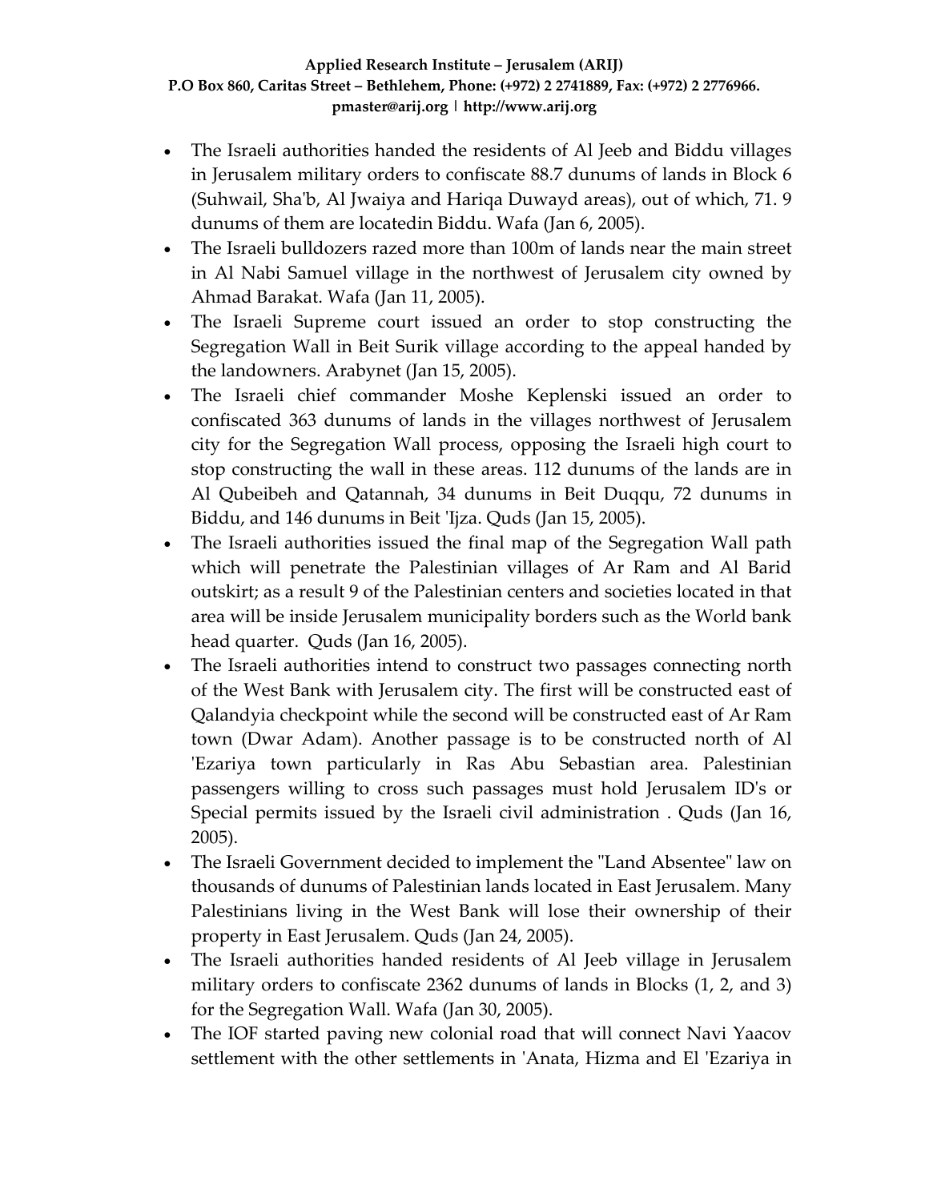- The Israeli authorities handed the residents of Al Jeeb and Biddu villages in Jerusalem military orders to confiscate 88.7 dunums of lands in Block 6 (Suhwail, Sha'b, Al Jwaiya and Hariqa Duwayd areas), out of which, 71. 9 dunums of them are locatedin Biddu. Wafa (Jan 6, 2005).
- The Israeli bulldozers razed more than 100m of lands near the main street in Al Nabi Samuel village in the northwest of Jerusalem city owned by Ahmad Barakat. Wafa (Jan 11, 2005).
- The Israeli Supreme court issued an order to stop constructing the Segregation Wall in Beit Surik village according to the appeal handed by the landowners. Arabynet (Jan 15, 2005).
- The Israeli chief commander Moshe Keplenski issued an order to confiscated 363 dunums of lands in the villages northwest of Jerusalem city for the Segregation Wall process, opposing the Israeli high court to stop constructing the wall in these areas. 112 dunums of the lands are in Al Qubeibeh and Qatannah, 34 dunums in Beit Duqqu, 72 dunums in Biddu, and 146 dunums in Beit 'Ijza. Quds (Jan 15, 2005).
- The Israeli authorities issued the final map of the Segregation Wall path which will penetrate the Palestinian villages of Ar Ram and Al Barid outskirt; as a result 9 of the Palestinian centers and societies located in that area will be inside Jerusalem municipality borders such as the World bank head quarter. Quds (Jan 16, 2005).
- The Israeli authorities intend to construct two passages connecting north of the West Bank with Jerusalem city. The first will be constructed east of Qalandyia checkpoint while the second will be constructed east of Ar Ram town (Dwar Adam). Another passage is to be constructed north of Al 'Ezariya town particularly in Ras Abu Sebastian area. Palestinian passengers willing to cross such passages must hold Jerusalem ID's or Special permits issued by the Israeli civil administration . Quds (Jan 16, 2005).
- The Israeli Government decided to implement the "Land Absentee" law on thousands of dunums of Palestinian lands located in East Jerusalem. Many Palestinians living in the West Bank will lose their ownership of their property in East Jerusalem. Quds (Jan 24, 2005).
- The Israeli authorities handed residents of Al Jeeb village in Jerusalem military orders to confiscate 2362 dunums of lands in Blocks (1, 2, and 3) for the Segregation Wall. Wafa (Jan 30, 2005).
- The IOF started paving new colonial road that will connect Navi Yaacov settlement with the other settlements in 'Anata, Hizma and El 'Ezariya in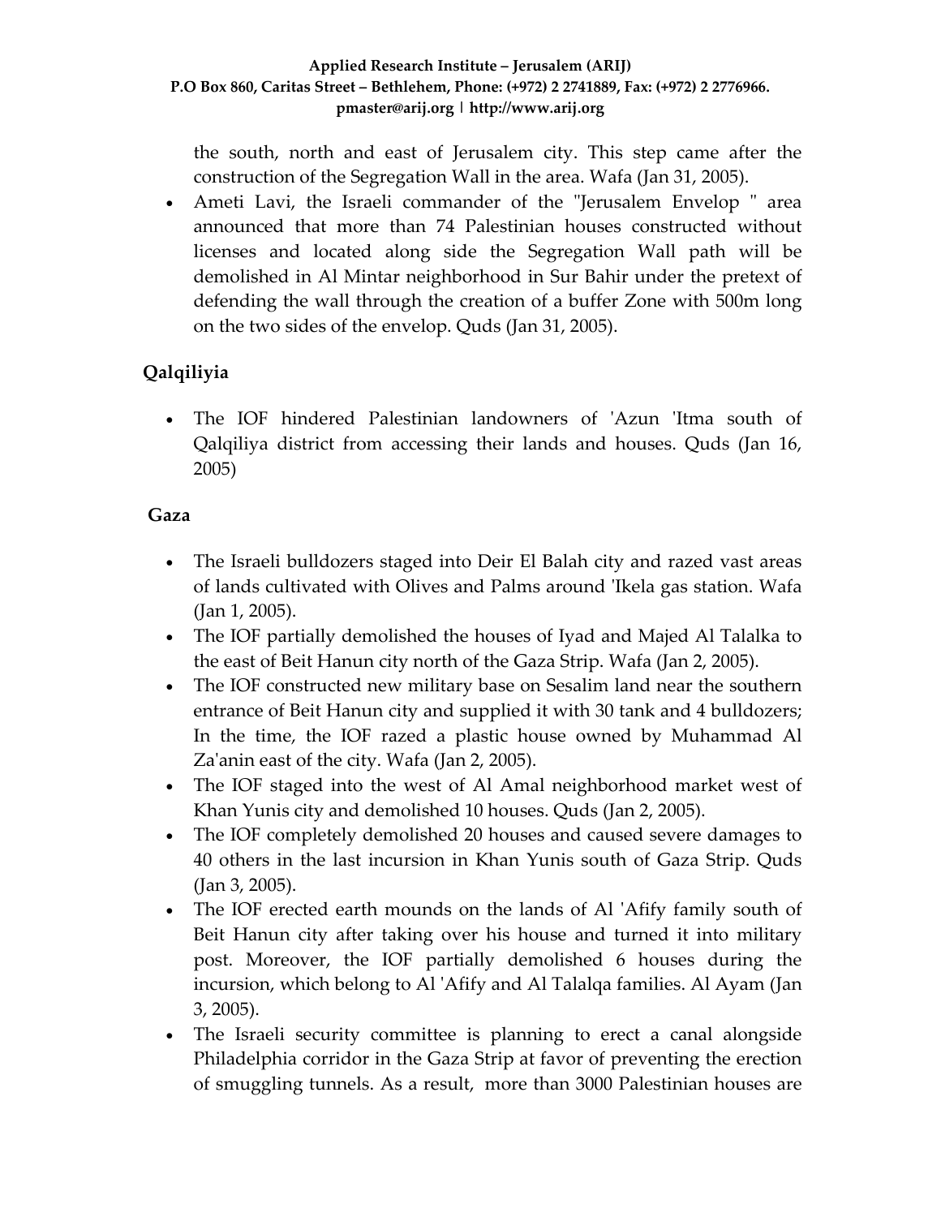the south, north and east of Jerusalem city. This step came after the construction of the Segregation Wall in the area. Wafa (Jan 31, 2005).

- Ameti Lavi, the Israeli commander of the "Jerusalem Envelop " area announced that more than 74 Palestinian houses constructed without licenses and located along side the Segregation Wall path will be demolished in Al Mintar neighborhood in Sur Bahir under the pretext of defending the wall through the creation of a buffer Zone with 500m long on the two sides of the envelop. Quds (Jan 31, 2005).

## Qalqiliyia

- The IOF hindered Palestinian landowners of 'Azun 'Itma south of Qalqiliya district from accessing their lands and houses. Quds (Jan 16, 2005)

## Gaza

- The Israeli bulldozers staged into Deir El Balah city and razed vast areas of lands cultivated with Olives and Palms around 'Ikela gas station. Wafa (Jan 1, 2005).
- The IOF partially demolished the houses of Iyad and Majed Al Talalka to the east of Beit Hanun city north of the Gaza Strip. Wafa (Jan 2, 2005).
- The IOF constructed new military base on Sesalim land near the southern entrance of Beit Hanun city and supplied it with 30 tank and 4 bulldozers; In the time, the IOF razed a plastic house owned by Muhammad Al Za'anin east of the city. Wafa (Jan 2, 2005).
- The IOF staged into the west of Al Amal neighborhood market west of Khan Yunis city and demolished 10 houses. Quds (Jan 2, 2005).
- The IOF completely demolished 20 houses and caused severe damages to 40 others in the last incursion in Khan Yunis south of Gaza Strip. Quds (Jan 3, 2005).
- The IOF erected earth mounds on the lands of Al 'Afify family south of Beit Hanun city after taking over his house and turned it into military post. Moreover, the IOF partially demolished 6 houses during the incursion, which belong to Al 'Afify and Al Talalqa families. Al Ayam (Jan 3, 2005).
- The Israeli security committee is planning to erect a canal alongside Philadelphia corridor in the Gaza Strip at favor of preventing the erection of smuggling tunnels. As a result, more than 3000 Palestinian houses are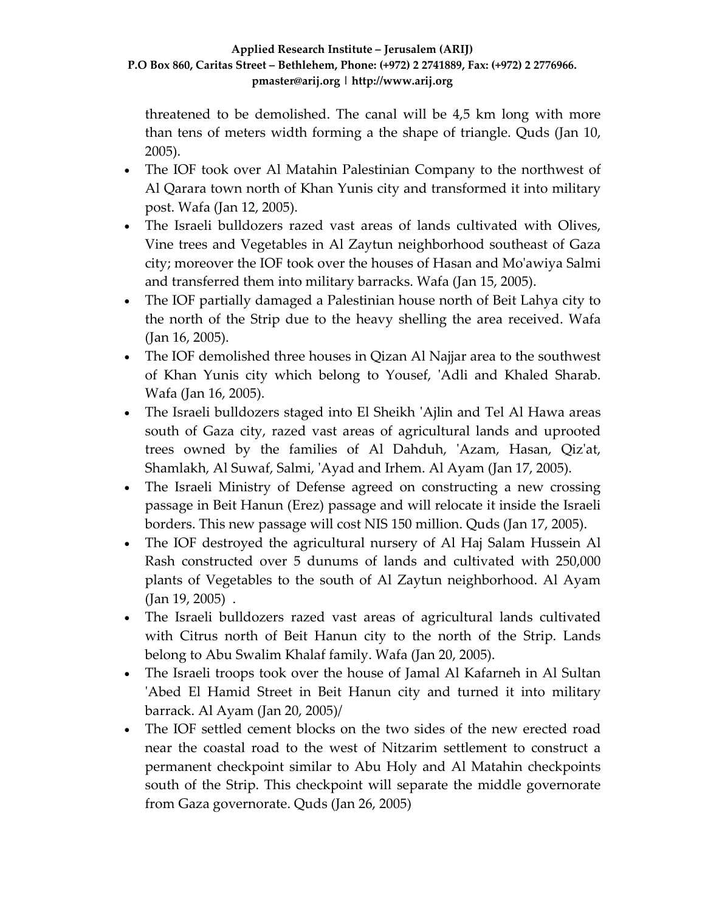threatened to be demolished. The canal will be 4,5 km long with more than tens of meters width forming a the shape of triangle. Quds (Jan 10, 2005).

- The IOF took over Al Matahin Palestinian Company to the northwest of Al Qarara town north of Khan Yunis city and transformed it into military post. Wafa (Jan 12, 2005).
- The Israeli bulldozers razed vast areas of lands cultivated with Olives, Vine trees and Vegetables in Al Zaytun neighborhood southeast of Gaza city; moreover the IOF took over the houses of Hasan and Mo'awiya Salmi and transferred them into military barracks. Wafa (Jan 15, 2005).
- The IOF partially damaged a Palestinian house north of Beit Lahya city to the north of the Strip due to the heavy shelling the area received. Wafa (Jan 16, 2005).
- The IOF demolished three houses in Qizan Al Najjar area to the southwest of Khan Yunis city which belong to Yousef, 'Adli and Khaled Sharab. Wafa (Jan 16, 2005).
- The Israeli bulldozers staged into El Sheikh 'Ajlin and Tel Al Hawa areas south of Gaza city, razed vast areas of agricultural lands and uprooted trees owned by the families of Al Dahduh, 'Azam, Hasan, Qiz'at, Shamlakh, Al Suwaf, Salmi, 'Ayad and Irhem. Al Ayam (Jan 17, 2005).
- The Israeli Ministry of Defense agreed on constructing a new crossing passage in Beit Hanun (Erez) passage and will relocate it inside the Israeli borders. This new passage will cost NIS 150 million. Quds (Jan 17, 2005).
- The IOF destroyed the agricultural nursery of Al Haj Salam Hussein Al Rash constructed over 5 dunums of lands and cultivated with 250,000 plants of Vegetables to the south of Al Zaytun neighborhood. Al Ayam (Jan 19, 2005) .
- The Israeli bulldozers razed vast areas of agricultural lands cultivated with Citrus north of Beit Hanun city to the north of the Strip. Lands belong to Abu Swalim Khalaf family. Wafa (Jan 20, 2005).
- The Israeli troops took over the house of Jamal Al Kafarneh in Al Sultan 'Abed El Hamid Street in Beit Hanun city and turned it into military barrack. Al Ayam (Jan 20, 2005)/
- The IOF settled cement blocks on the two sides of the new erected road near the coastal road to the west of Nitzarim settlement to construct a permanent checkpoint similar to Abu Holy and Al Matahin checkpoints south of the Strip. This checkpoint will separate the middle governorate from Gaza governorate. Quds (Jan 26, 2005)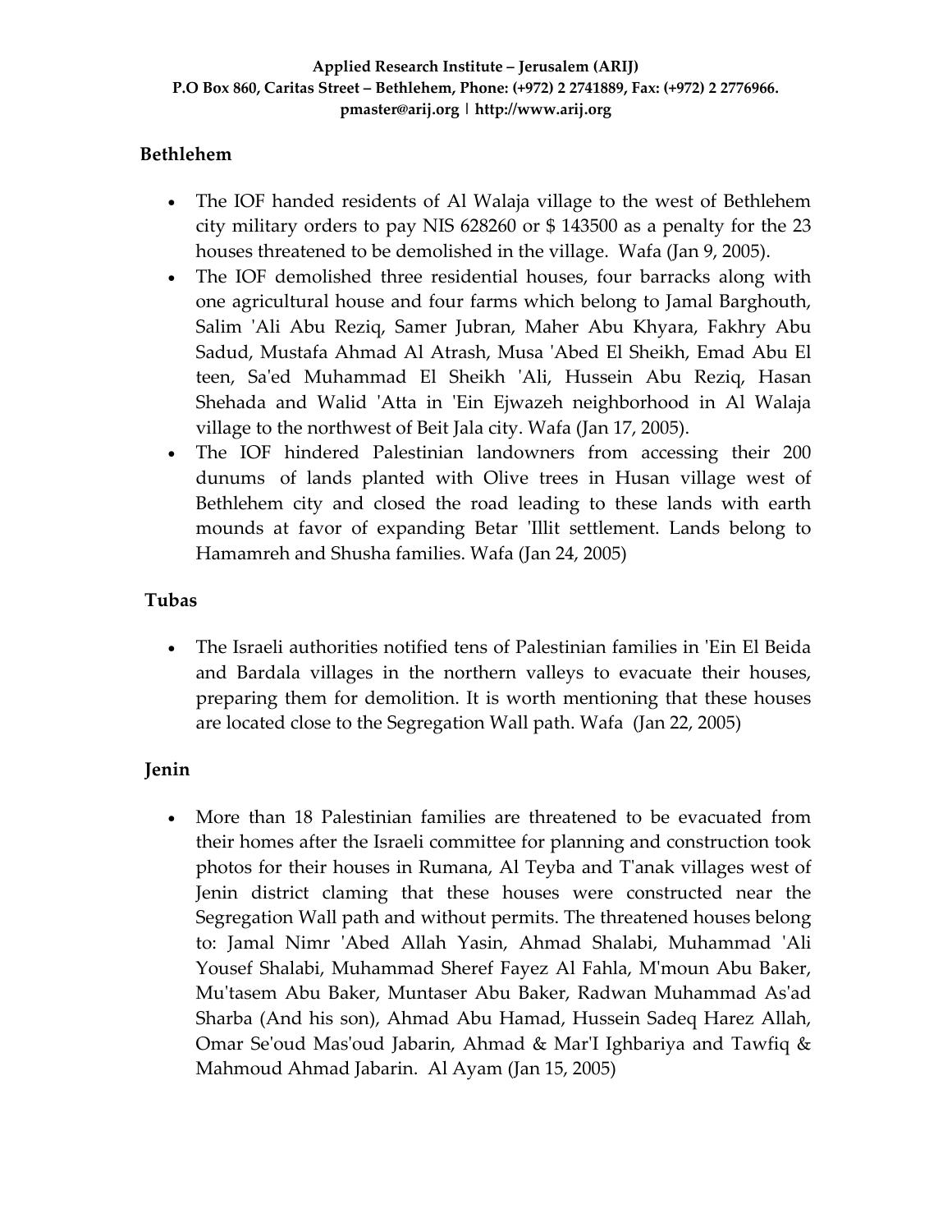## Bethlehem

- The IOF handed residents of Al Walaja village to the west of Bethlehem city military orders to pay NIS 628260 or $ 143500 as a penalty for the 23 houses threatened to be demolished in the village. Wafa (Jan 9, 2005).
- The IOF demolished three residential houses, four barracks along with one agricultural house and four farms which belong to Jamal Barghouth, Salim 'Ali Abu Reziq, Samer Jubran, Maher Abu Khyara, Fakhry Abu Sadud, Mustafa Ahmad Al Atrash, Musa 'Abed El Sheikh, Emad Abu El teen, Sa'ed Muhammad El Sheikh 'Ali, Hussein Abu Reziq, Hasan Shehada and Walid 'Atta in 'Ein Ejwazeh neighborhood in Al Walaja village to the northwest of Beit Jala city. Wafa (Jan 17, 2005).
- The IOF hindered Palestinian landowners from accessing their 200 dunums of lands planted with Olive trees in Husan village west of Bethlehem city and closed the road leading to these lands with earth mounds at favor of expanding Betar 'Illit settlement. Lands belong to Hamamreh and Shusha families. Wafa (Jan 24, 2005)

## Tubas

- The Israeli authorities notified tens of Palestinian families in 'Ein El Beida and Bardala villages in the northern valleys to evacuate their houses, preparing them for demolition. It is worth mentioning that these houses are located close to the Segregation Wall path. Wafa (Jan 22, 2005)

## Jenin

- More than 18 Palestinian families are threatened to be evacuated from their homes after the Israeli committee for planning and construction took photos for their houses in Rumana, Al Teyba and T'anak villages west of Jenin district claming that these houses were constructed near the Segregation Wall path and without permits. The threatened houses belong to: Jamal Nimr 'Abed Allah Yasin, Ahmad Shalabi, Muhammad 'Ali Yousef Shalabi, Muhammad Sheref Fayez Al Fahla, M'moun Abu Baker, Mu'tasem Abu Baker, Muntaser Abu Baker, Radwan Muhammad As'ad Sharba (And his son), Ahmad Abu Hamad, Hussein Sadeq Harez Allah, Omar Se'oud Mas'oud Jabarin, Ahmad & Mar'I Ighbariya and Tawfiq & Mahmoud Ahmad Jabarin. Al Ayam (Jan 15, 2005)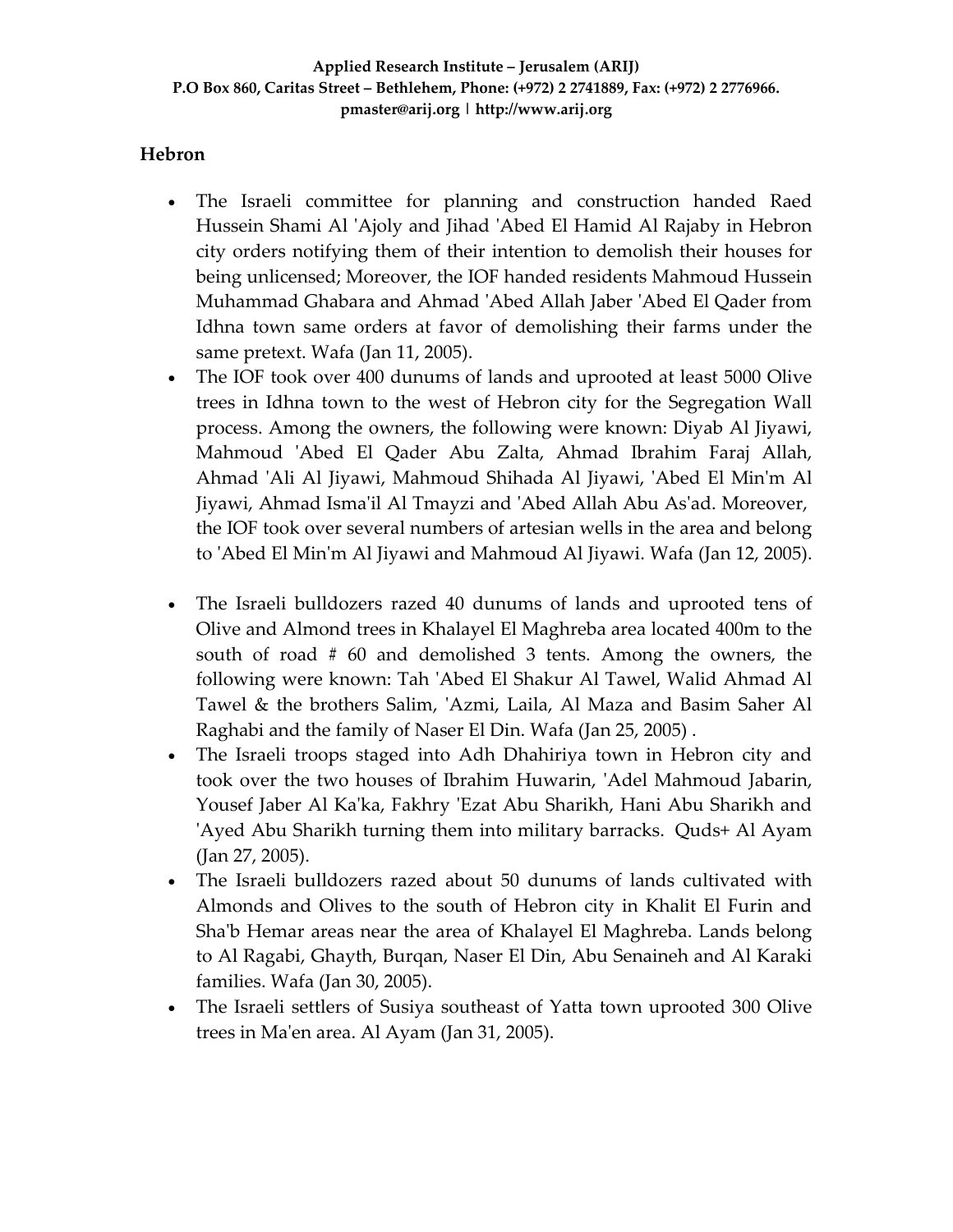## Hebron

- The Israeli committee for planning and construction handed Raed Hussein Shami Al 'Ajoly and Jihad 'Abed El Hamid Al Rajaby in Hebron city orders notifying them of their intention to demolish their houses for being unlicensed; Moreover, the IOF handed residents Mahmoud Hussein Muhammad Ghabara and Ahmad 'Abed Allah Jaber 'Abed El Qader from Idhna town same orders at favor of demolishing their farms under the same pretext. Wafa (Jan 11, 2005).
- The IOF took over 400 dunums of lands and uprooted at least 5000 Olive trees in Idhna town to the west of Hebron city for the Segregation Wall process. Among the owners, the following were known: Diyab Al Jiyawi, Mahmoud 'Abed El Qader Abu Zalta, Ahmad Ibrahim Faraj Allah, Ahmad 'Ali Al Jiyawi, Mahmoud Shihada Al Jiyawi, 'Abed El Min'm Al Jiyawi, Ahmad Isma'il Al Tmayzi and 'Abed Allah Abu As'ad. Moreover, the IOF took over several numbers of artesian wells in the area and belong to 'Abed El Min'm Al Jiyawi and Mahmoud Al Jiyawi. Wafa (Jan 12, 2005).
- The Israeli bulldozers razed 40 dunums of lands and uprooted tens of Olive and Almond trees in Khalayel El Maghreba area located 400m to the south of road # 60 and demolished 3 tents. Among the owners, the following were known: Tah 'Abed El Shakur Al Tawel, Walid Ahmad Al Tawel & the brothers Salim, 'Azmi, Laila, Al Maza and Basim Saher Al Raghabi and the family of Naser El Din. Wafa (Jan 25, 2005) .
- The Israeli troops staged into Adh Dhahiriya town in Hebron city and took over the two houses of Ibrahim Huwarin, 'Adel Mahmoud Jabarin, Yousef Jaber Al Ka'ka, Fakhry 'Ezat Abu Sharikh, Hani Abu Sharikh and 'Ayed Abu Sharikh turning them into military barracks. Quds+ Al Ayam (Jan 27, 2005).
- The Israeli bulldozers razed about 50 dunums of lands cultivated with Almonds and Olives to the south of Hebron city in Khalit El Furin and Sha'b Hemar areas near the area of Khalayel El Maghreba. Lands belong to Al Ragabi, Ghayth, Burqan, Naser El Din, Abu Senaineh and Al Karaki families. Wafa (Jan 30, 2005).
- The Israeli settlers of Susiya southeast of Yatta town uprooted 300 Olive trees in Ma'en area. Al Ayam (Jan 31, 2005).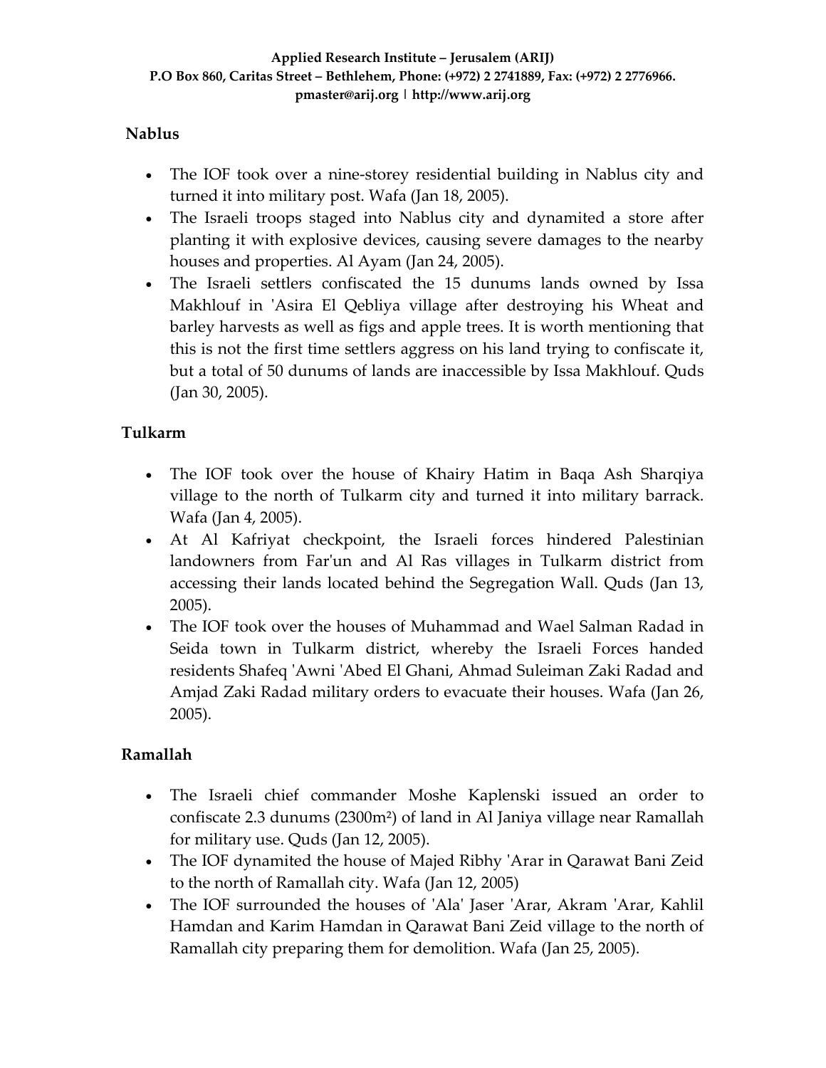## Nablus

- The IOF took over a nine-storey residential building in Nablus city and turned it into military post. Wafa (Jan 18, 2005).
- The Israeli troops staged into Nablus city and dynamited a store after planting it with explosive devices, causing severe damages to the nearby houses and properties. Al Ayam (Jan 24, 2005).
- The Israeli settlers confiscated the 15 dunums lands owned by Issa Makhlouf in 'Asira El Qebliya village after destroying his Wheat and barley harvests as well as figs and apple trees. It is worth mentioning that this is not the first time settlers aggress on his land trying to confiscate it, but a total of 50 dunums of lands are inaccessible by Issa Makhlouf. Quds (Jan 30, 2005).

## Tulkarm

- The IOF took over the house of Khairy Hatim in Baqa Ash Sharqiya village to the north of Tulkarm city and turned it into military barrack. Wafa (Jan 4, 2005).
- At Al Kafriyat checkpoint, the Israeli forces hindered Palestinian landowners from Far'un and Al Ras villages in Tulkarm district from accessing their lands located behind the Segregation Wall. Quds (Jan 13, 2005).
- The IOF took over the houses of Muhammad and Wael Salman Radad in Seida town in Tulkarm district, whereby the Israeli Forces handed residents Shafeq 'Awni 'Abed El Ghani, Ahmad Suleiman Zaki Radad and Amjad Zaki Radad military orders to evacuate their houses. Wafa (Jan 26, 2005).

## Ramallah

- The Israeli chief commander Moshe Kaplenski issued an order to confiscate 2.3 dunums (2300m²) of land in Al Janiya village near Ramallah for military use. Quds (Jan 12, 2005).
- The IOF dynamited the house of Majed Ribhy 'Arar in Qarawat Bani Zeid to the north of Ramallah city. Wafa (Jan 12, 2005)
- The IOF surrounded the houses of 'Ala' Jaser 'Arar, Akram 'Arar, Kahlil Hamdan and Karim Hamdan in Qarawat Bani Zeid village to the north of Ramallah city preparing them for demolition. Wafa (Jan 25, 2005).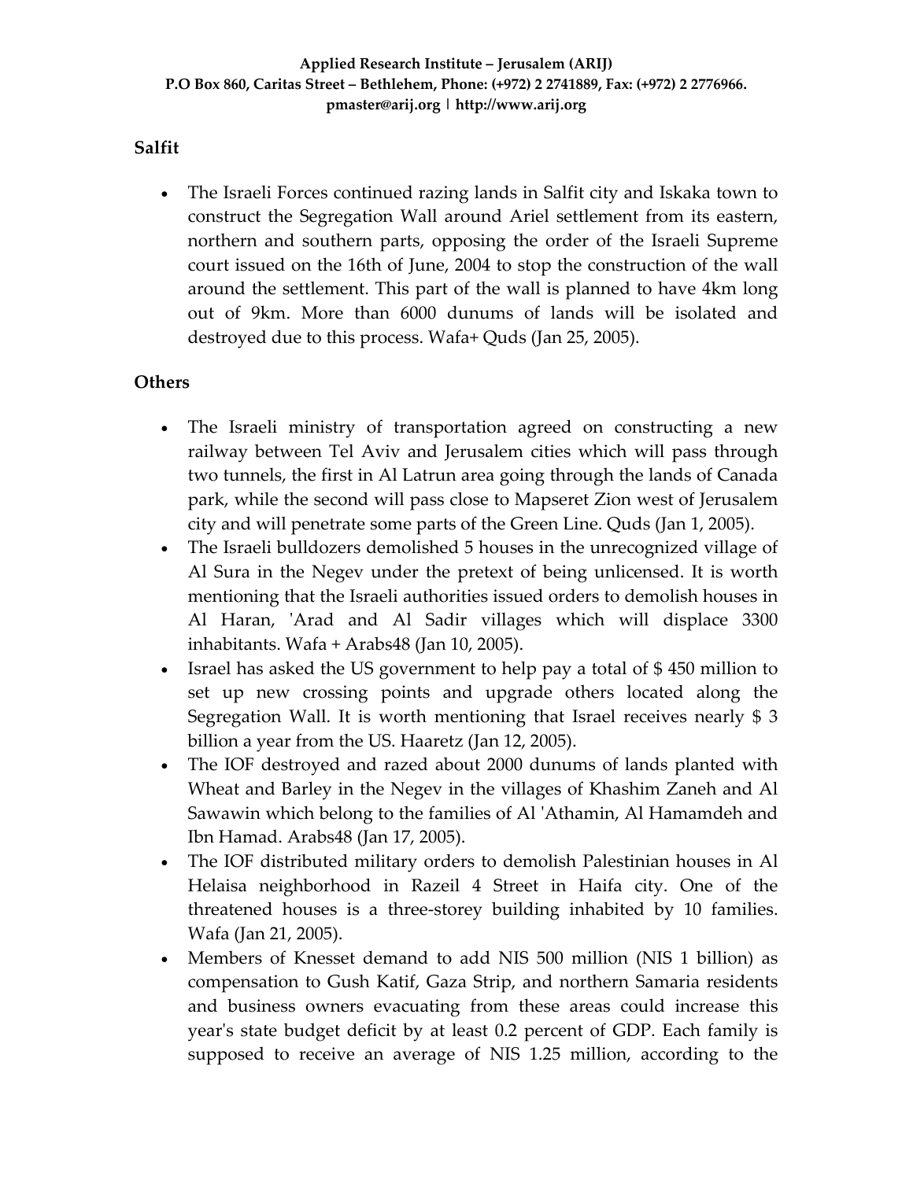**Salfit**

- The Israeli Forces continued razing lands in Salfit city and Iskaka town to construct the Segregation Wall around Ariel settlement from its eastern, northern and southern parts, opposing the order of the Israeli Supreme court issued on the 16th of June, 2004 to stop the construction of the wall around the settlement. This part of the wall is planned to have 4km long out of 9km. More than 6000 dunums of lands will be isolated and destroyed due to this process. Wafa+ Quds (Jan 25, 2005).

**Others**

- The Israeli ministry of transportation agreed on constructing a new railway between Tel Aviv and Jerusalem cities which will pass through two tunnels, the first in Al Latrun area going through the lands of Canada park, while the second will pass close to Mapseret Zion west of Jerusalem city and will penetrate some parts of the Green Line. Quds (Jan 1, 2005).
- The Israeli bulldozers demolished 5 houses in the unrecognized village of Al Sura in the Negev under the pretext of being unlicensed. It is worth mentioning that the Israeli authorities issued orders to demolish houses in Al Haran, 'Arad and Al Sadir villages which will displace 3300 inhabitants. Wafa + Arabs48 (Jan 10, 2005).
- Israel has asked the US government to help pay a total of $ 450 million to set up new crossing points and upgrade others located along the Segregation Wall. It is worth mentioning that Israel receives nearly $ 3 billion a year from the US. Haaretz (Jan 12, 2005).
- The IOF destroyed and razed about 2000 dunums of lands planted with Wheat and Barley in the Negev in the villages of Khashim Zaneh and Al Sawawin which belong to the families of Al 'Athamin, Al Hamamdeh and Ibn Hamad. Arabs48 (Jan 17, 2005).
- The IOF distributed military orders to demolish Palestinian houses in Al Helaisa neighborhood in Razeil 4 Street in Haifa city. One of the threatened houses is a three-storey building inhabited by 10 families. Wafa (Jan 21, 2005).
- Members of Knesset demand to add NIS 500 million (NIS 1 billion) as compensation to Gush Katif, Gaza Strip, and northern Samaria residents and business owners evacuating from these areas could increase this year's state budget deficit by at least 0.2 percent of GDP. Each family is supposed to receive an average of NIS 1.25 million, according to the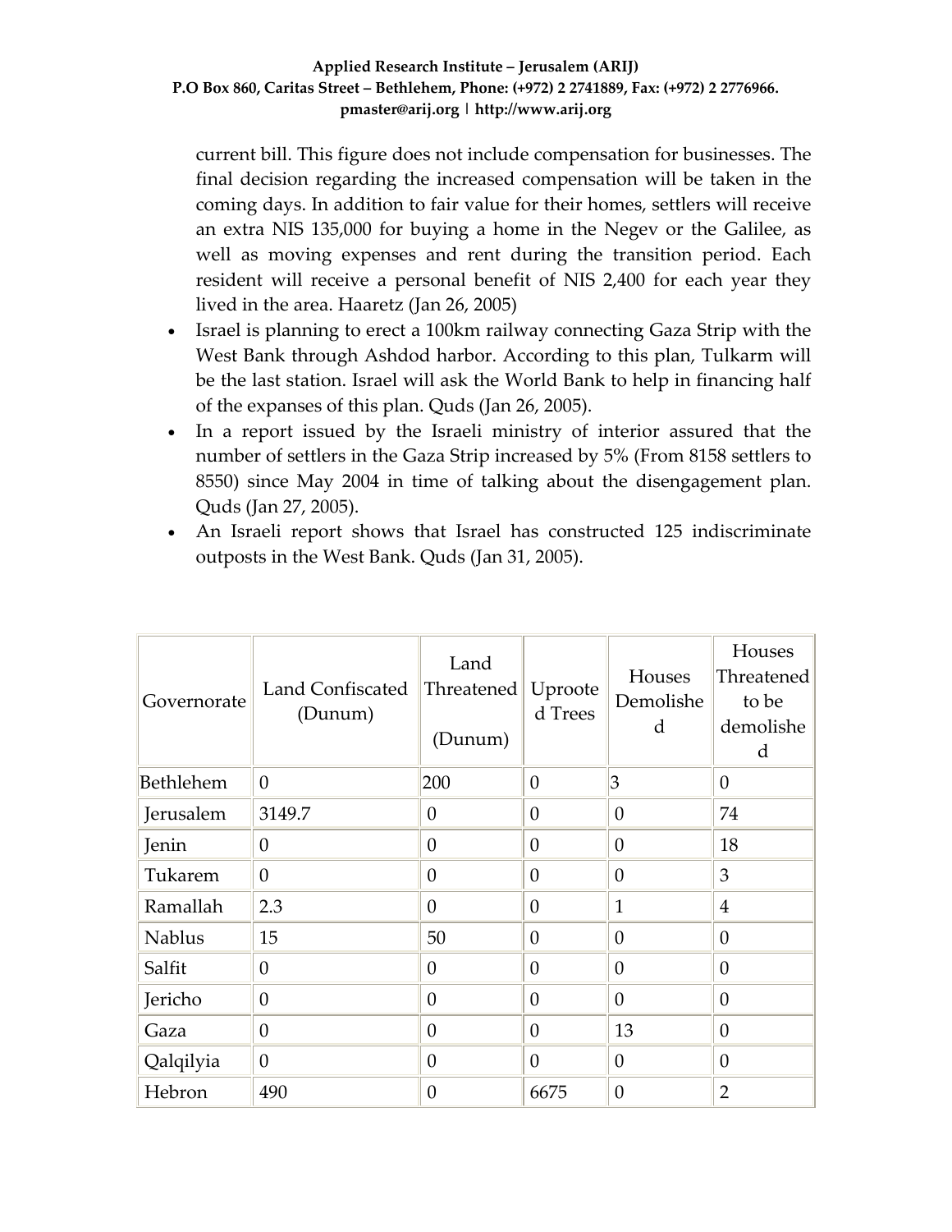current bill. This figure does not include compensation for businesses. The final decision regarding the increased compensation will be taken in the coming days. In addition to fair value for their homes, settlers will receive an extra NIS 135,000 for buying a home in the Negev or the Galilee, as well as moving expenses and rent during the transition period. Each resident will receive a personal benefit of NIS 2,400 for each year they lived in the area. Haaretz (Jan 26, 2005)

- Israel is planning to erect a 100km railway connecting Gaza Strip with the West Bank through Ashdod harbor. According to this plan, Tulkarm will be the last station. Israel will ask the World Bank to help in financing half of the expanses of this plan. Quds (Jan 26, 2005).
- In a report issued by the Israeli ministry of interior assured that the number of settlers in the Gaza Strip increased by 5% (From 8158 settlers to 8550) since May 2004 in time of talking about the disengagement plan. Quds (Jan 27, 2005).
- An Israeli report shows that Israel has constructed 125 indiscriminate outposts in the West Bank. Quds (Jan 31, 2005).

| Governorate | Land Confiscated (Dunum) | Land Threatened (Dunum) | Uprooted Trees | Houses Demolished | Houses Threatened to be demolished |
|---|---|---|---|---|---|
| Bethlehem | 0 | 200 | 0 | 3 | 0 |
| Jerusalem | 3149.7 | 0 | 0 | 0 | 74 |
| Jenin | 0 | 0 | 0 | 0 | 18 |
| Tukarem | 0 | 0 | 0 | 0 | 3 |
| Ramallah | 2.3 | 0 | 0 | 1 | 4 |
| Nablus | 15 | 50 | 0 | 0 | 0 |
| Salfit | 0 | 0 | 0 | 0 | 0 |
| Jericho | 0 | 0 | 0 | 0 | 0 |
| Gaza | 0 | 0 | 0 | 13 | 0 |
| Qalqilyia | 0 | 0 | 0 | 0 | 0 |
| Hebron | 490 | 0 | 6675 | 0 | 2 |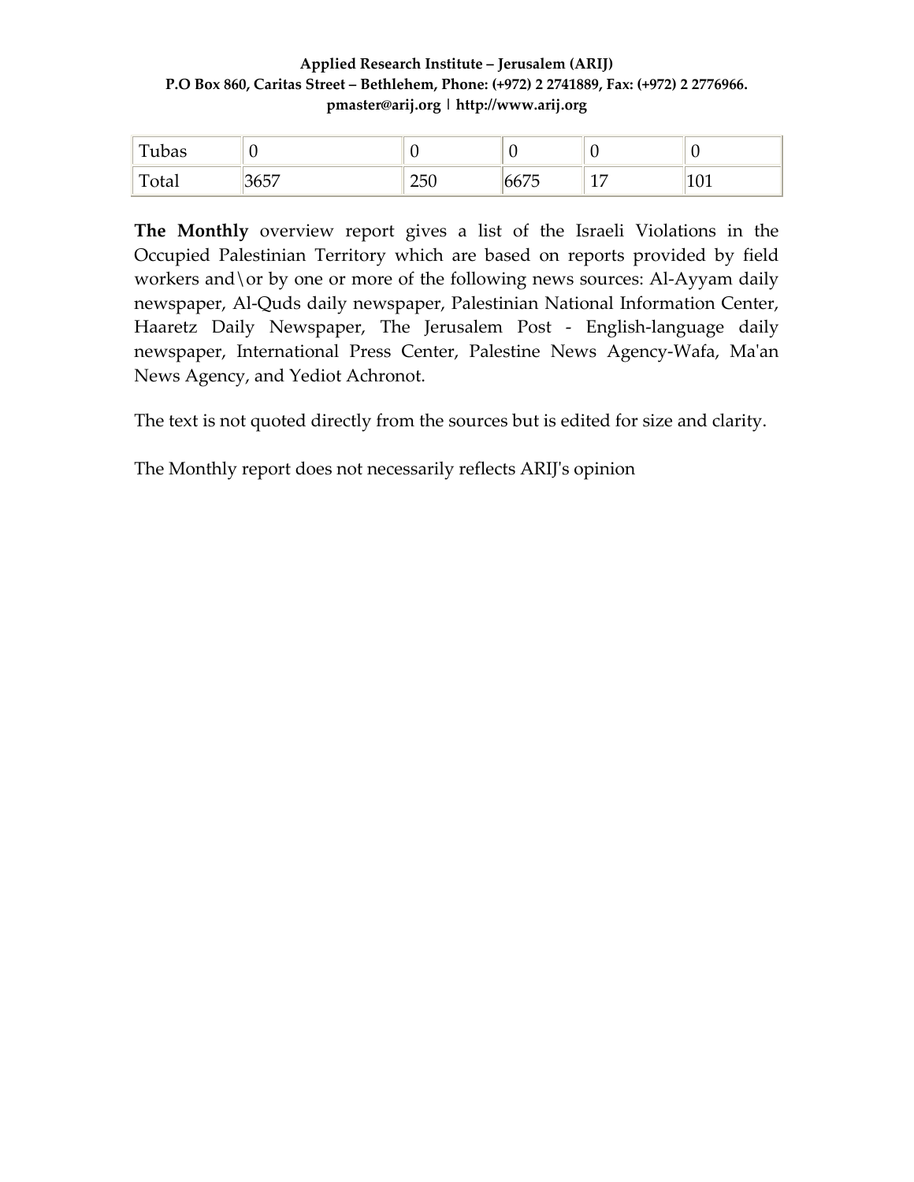| | | | | | |
|---|---|---|---|---|---|
| Tubas | 0 | 0 | 0 | 0 | 0 |
| Total | 3657 | 250 | 6675 | 17 | 101 |

**The Monthly** overview report gives a list of the Israeli Violations in the Occupied Palestinian Territory which are based on reports provided by field workers and\or by one or more of the following news sources: Al-Ayyam daily newspaper, Al-Quds daily newspaper, Palestinian National Information Center, Haaretz Daily Newspaper, The Jerusalem Post - English-language daily newspaper, International Press Center, Palestine News Agency-Wafa, Ma'an News Agency, and Yediot Achronot.

The text is not quoted directly from the sources but is edited for size and clarity.

The Monthly report does not necessarily reflects ARIJ's opinion